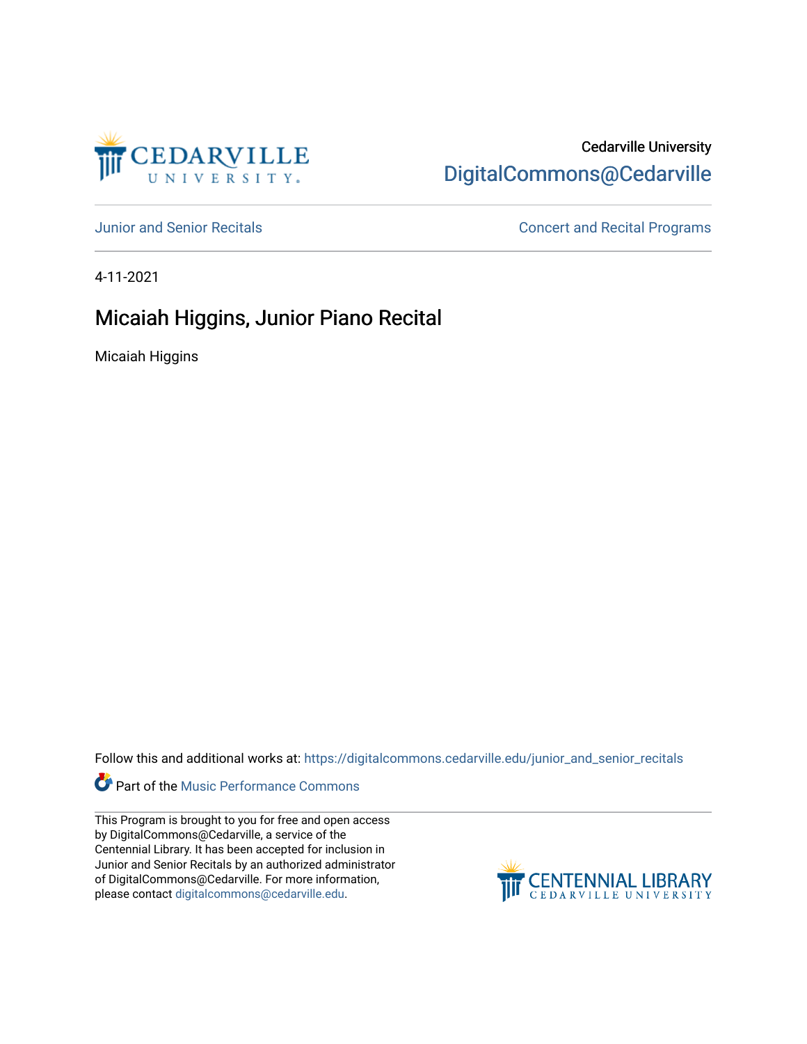Cedarville University

DigitalCommons@Cedarville

Junior and Senior Recitals

Concert and Recital Programs

4-11-2021

# Micaiah Higgins, Junior Piano Recital

Micaiah Higgins

Follow this and additional works at: https://digitalcommons.cedarville.edu/junior_and_senior_recitals

Part of the Music Performance Commons

This Program is brought to you for free and open access by DigitalCommons@Cedarville, a service of the Centennial Library. It has been accepted for inclusion in Junior and Senior Recitals by an authorized administrator of DigitalCommons@Cedarville. For more information, please contact digitalcommons@cedarville.edu.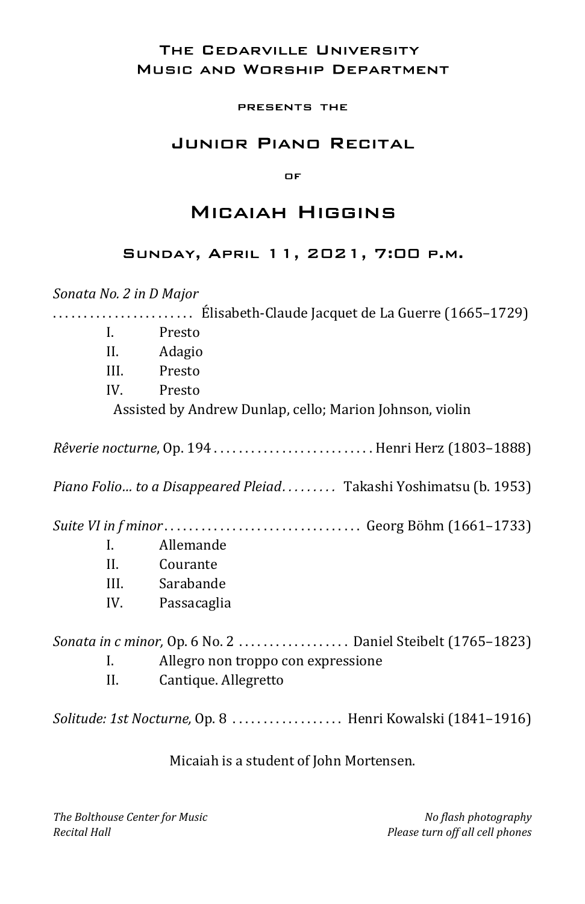# The Cedarville University Music and Worship Department

presents the

## Junior Piano Recital

of

## Micaiah Higgins

### Sunday, April 11, 2021, 7:00 p.m.

*Sonata No. 2 in D Major* ....................... Élisabeth-Claude Jacquet de La Guerre (1665–1729)

- I. Presto
- II. Adagio
- III. Presto
- IV. Presto

Assisted by Andrew Dunlap, cello; Marion Johnson, violin

*Rêverie nocturne*, Op. 194 .......................... Henri Herz (1803–1888)

*Piano Folio… to a Disappeared Pleiad* ......... Takashi Yoshimatsu (b. 1953)

*Suite VI in f minor* ................................ Georg Böhm (1661–1733)

- I. Allemande
- II. Courante
- III. Sarabande
- IV. Passacaglia

*Sonata in c minor,* Op. 6 No. 2 .................. Daniel Steibelt (1765–1823)

- I. Allegro non troppo con expressione
- II. Cantique. Allegretto

*Solitude: 1st Nocturne,* Op. 8 .................. Henri Kowalski (1841–1916)

Micaiah is a student of John Mortensen.

*The Bolthouse Center for Music*
*Recital Hall*

*No flash photography*
*Please turn off all cell phones*